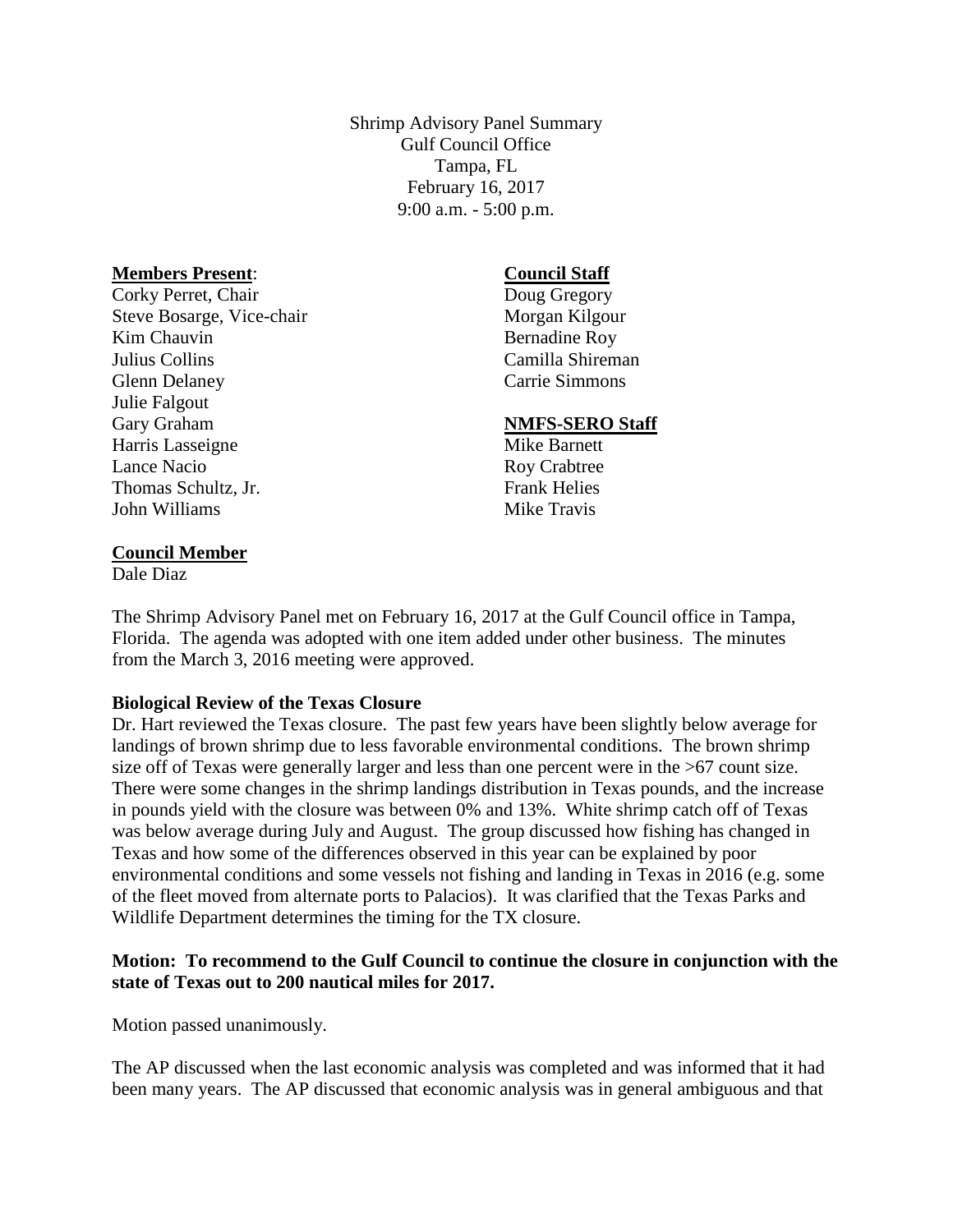Shrimp Advisory Panel Summary
Gulf Council Office
Tampa, FL
February 16, 2017
9:00 a.m. - 5:00 p.m.

**Members Present**:
Corky Perret, Chair
Steve Bosarge, Vice-chair
Kim Chauvin
Julius Collins
Glenn Delaney
Julie Falgout
Gary Graham
Harris Lasseigne
Lance Nacio
Thomas Schultz, Jr.
John Williams

**Council Staff**
Doug Gregory
Morgan Kilgour
Bernadine Roy
Camilla Shireman
Carrie Simmons

**NMFS-SERO Staff**
Mike Barnett
Roy Crabtree
Frank Helies
Mike Travis

**Council Member**
Dale Diaz

The Shrimp Advisory Panel met on February 16, 2017 at the Gulf Council office in Tampa, Florida. The agenda was adopted with one item added under other business. The minutes from the March 3, 2016 meeting were approved.

**Biological Review of the Texas Closure**
Dr. Hart reviewed the Texas closure. The past few years have been slightly below average for landings of brown shrimp due to less favorable environmental conditions. The brown shrimp size off of Texas were generally larger and less than one percent were in the >67 count size. There were some changes in the shrimp landings distribution in Texas pounds, and the increase in pounds yield with the closure was between 0% and 13%. White shrimp catch off of Texas was below average during July and August. The group discussed how fishing has changed in Texas and how some of the differences observed in this year can be explained by poor environmental conditions and some vessels not fishing and landing in Texas in 2016 (e.g. some of the fleet moved from alternate ports to Palacios). It was clarified that the Texas Parks and Wildlife Department determines the timing for the TX closure.

**Motion: To recommend to the Gulf Council to continue the closure in conjunction with the state of Texas out to 200 nautical miles for 2017.**

Motion passed unanimously.

The AP discussed when the last economic analysis was completed and was informed that it had been many years. The AP discussed that economic analysis was in general ambiguous and that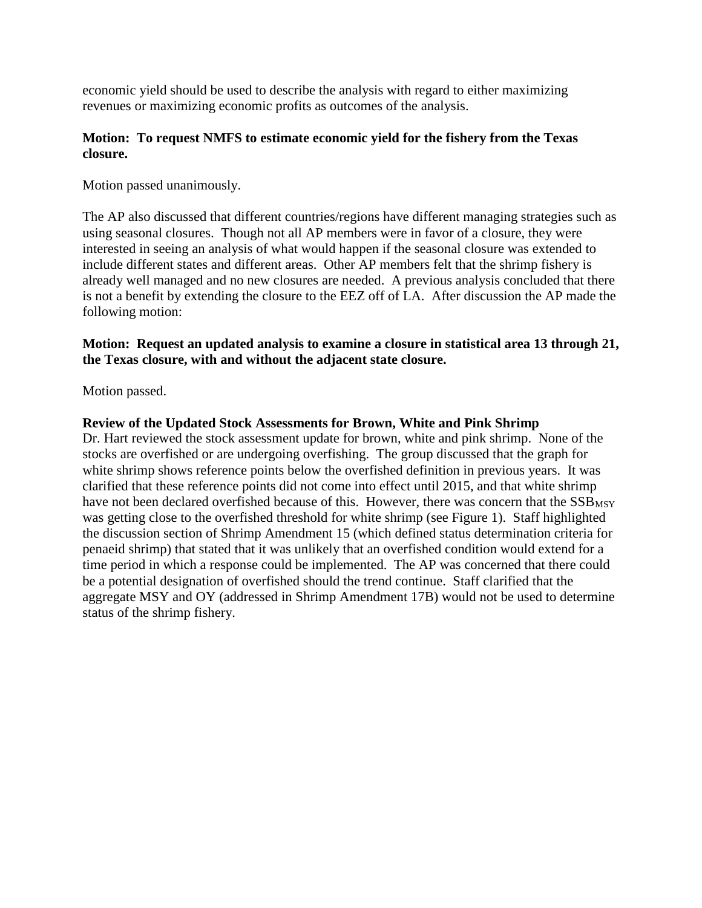economic yield should be used to describe the analysis with regard to either maximizing revenues or maximizing economic profits as outcomes of the analysis.

**Motion: To request NMFS to estimate economic yield for the fishery from the Texas closure.**

Motion passed unanimously.

The AP also discussed that different countries/regions have different managing strategies such as using seasonal closures. Though not all AP members were in favor of a closure, they were interested in seeing an analysis of what would happen if the seasonal closure was extended to include different states and different areas. Other AP members felt that the shrimp fishery is already well managed and no new closures are needed. A previous analysis concluded that there is not a benefit by extending the closure to the EEZ off of LA. After discussion the AP made the following motion:

**Motion: Request an updated analysis to examine a closure in statistical area 13 through 21, the Texas closure, with and without the adjacent state closure.**

Motion passed.

**Review of the Updated Stock Assessments for Brown, White and Pink Shrimp**

Dr. Hart reviewed the stock assessment update for brown, white and pink shrimp. None of the stocks are overfished or are undergoing overfishing. The group discussed that the graph for white shrimp shows reference points below the overfished definition in previous years. It was clarified that these reference points did not come into effect until 2015, and that white shrimp have not been declared overfished because of this. However, there was concern that the $SSB_{MSY}$ was getting close to the overfished threshold for white shrimp (see Figure 1). Staff highlighted the discussion section of Shrimp Amendment 15 (which defined status determination criteria for penaeid shrimp) that stated that it was unlikely that an overfished condition would extend for a time period in which a response could be implemented. The AP was concerned that there could be a potential designation of overfished should the trend continue. Staff clarified that the aggregate MSY and OY (addressed in Shrimp Amendment 17B) would not be used to determine status of the shrimp fishery.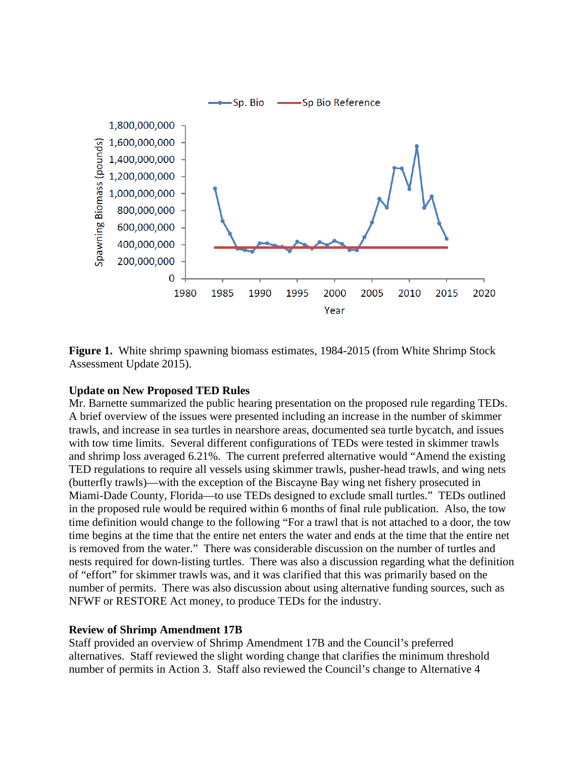**Figure 1.** White shrimp spawning biomass estimates, 1984-2015 (from White Shrimp Stock Assessment Update 2015).

**Update on New Proposed TED Rules**
Mr. Barnette summarized the public hearing presentation on the proposed rule regarding TEDs. A brief overview of the issues were presented including an increase in the number of skimmer trawls, and increase in sea turtles in nearshore areas, documented sea turtle bycatch, and issues with tow time limits. Several different configurations of TEDs were tested in skimmer trawls and shrimp loss averaged 6.21%. The current preferred alternative would "Amend the existing TED regulations to require all vessels using skimmer trawls, pusher-head trawls, and wing nets (butterfly trawls)—with the exception of the Biscayne Bay wing net fishery prosecuted in Miami-Dade County, Florida—to use TEDs designed to exclude small turtles." TEDs outlined in the proposed rule would be required within 6 months of final rule publication. Also, the tow time definition would change to the following "For a trawl that is not attached to a door, the tow time begins at the time that the entire net enters the water and ends at the time that the entire net is removed from the water." There was considerable discussion on the number of turtles and nests required for down-listing turtles. There was also a discussion regarding what the definition of "effort" for skimmer trawls was, and it was clarified that this was primarily based on the number of permits. There was also discussion about using alternative funding sources, such as NFWF or RESTORE Act money, to produce TEDs for the industry.

**Review of Shrimp Amendment 17B**
Staff provided an overview of Shrimp Amendment 17B and the Council's preferred alternatives. Staff reviewed the slight wording change that clarifies the minimum threshold number of permits in Action 3. Staff also reviewed the Council's change to Alternative 4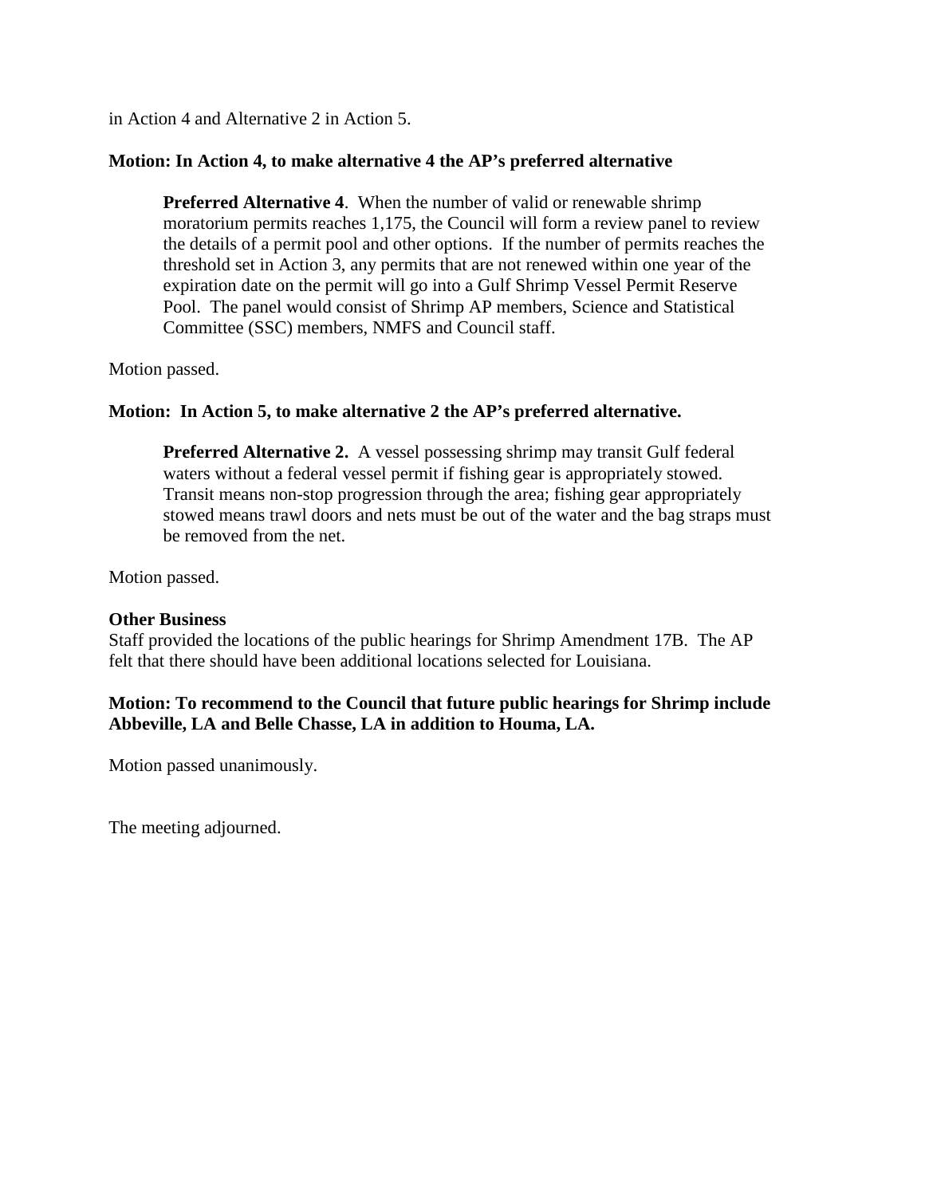in Action 4 and Alternative 2 in Action 5.

**Motion: In Action 4, to make alternative 4 the AP's preferred alternative**

> **Preferred Alternative 4**. When the number of valid or renewable shrimp moratorium permits reaches 1,175, the Council will form a review panel to review the details of a permit pool and other options. If the number of permits reaches the threshold set in Action 3, any permits that are not renewed within one year of the expiration date on the permit will go into a Gulf Shrimp Vessel Permit Reserve Pool. The panel would consist of Shrimp AP members, Science and Statistical Committee (SSC) members, NMFS and Council staff.

Motion passed.

**Motion: In Action 5, to make alternative 2 the AP's preferred alternative.**

> **Preferred Alternative 2.** A vessel possessing shrimp may transit Gulf federal waters without a federal vessel permit if fishing gear is appropriately stowed. Transit means non-stop progression through the area; fishing gear appropriately stowed means trawl doors and nets must be out of the water and the bag straps must be removed from the net.

Motion passed.

**Other Business**

Staff provided the locations of the public hearings for Shrimp Amendment 17B. The AP felt that there should have been additional locations selected for Louisiana.

**Motion: To recommend to the Council that future public hearings for Shrimp include Abbeville, LA and Belle Chasse, LA in addition to Houma, LA.**

Motion passed unanimously.

The meeting adjourned.